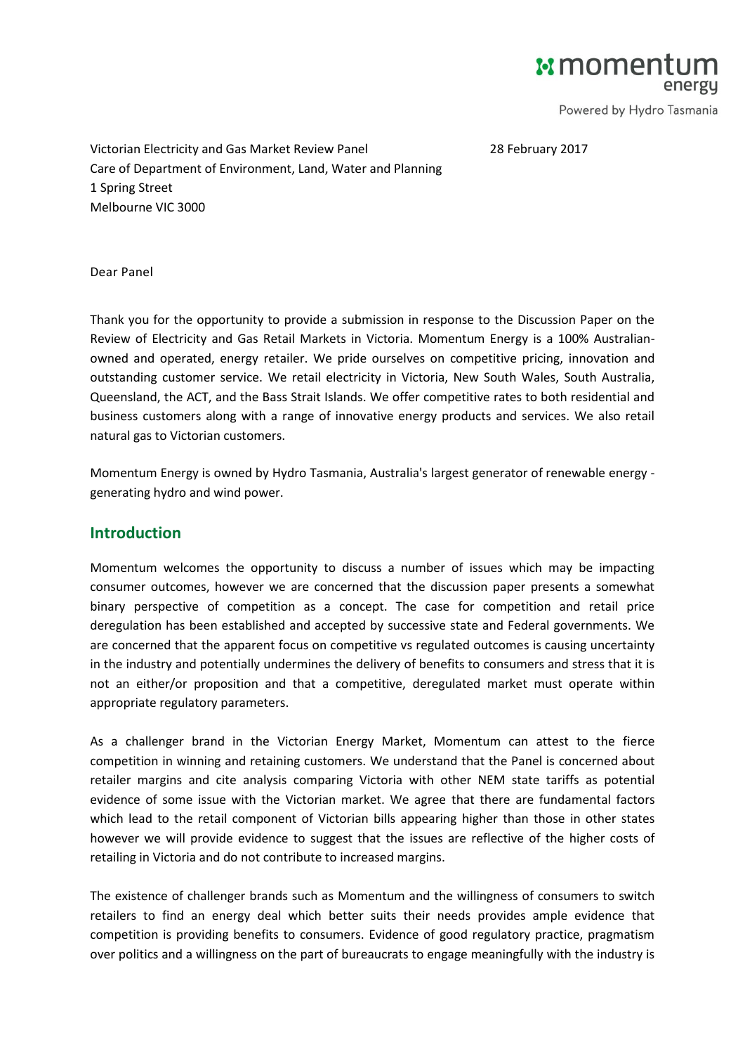momentum energy

Powered by Hydro Tasmania

Victorian Electricity and Gas Market Review Panel
Care of Department of Environment, Land, Water and Planning
1 Spring Street
Melbourne VIC 3000

28 February 2017

Dear Panel

Thank you for the opportunity to provide a submission in response to the Discussion Paper on the Review of Electricity and Gas Retail Markets in Victoria. Momentum Energy is a 100% Australian-owned and operated, energy retailer. We pride ourselves on competitive pricing, innovation and outstanding customer service. We retail electricity in Victoria, New South Wales, South Australia, Queensland, the ACT, and the Bass Strait Islands. We offer competitive rates to both residential and business customers along with a range of innovative energy products and services. We also retail natural gas to Victorian customers.

Momentum Energy is owned by Hydro Tasmania, Australia's largest generator of renewable energy - generating hydro and wind power.

## Introduction

Momentum welcomes the opportunity to discuss a number of issues which may be impacting consumer outcomes, however we are concerned that the discussion paper presents a somewhat binary perspective of competition as a concept. The case for competition and retail price deregulation has been established and accepted by successive state and Federal governments. We are concerned that the apparent focus on competitive vs regulated outcomes is causing uncertainty in the industry and potentially undermines the delivery of benefits to consumers and stress that it is not an either/or proposition and that a competitive, deregulated market must operate within appropriate regulatory parameters.

As a challenger brand in the Victorian Energy Market, Momentum can attest to the fierce competition in winning and retaining customers. We understand that the Panel is concerned about retailer margins and cite analysis comparing Victoria with other NEM state tariffs as potential evidence of some issue with the Victorian market. We agree that there are fundamental factors which lead to the retail component of Victorian bills appearing higher than those in other states however we will provide evidence to suggest that the issues are reflective of the higher costs of retailing in Victoria and do not contribute to increased margins.

The existence of challenger brands such as Momentum and the willingness of consumers to switch retailers to find an energy deal which better suits their needs provides ample evidence that competition is providing benefits to consumers. Evidence of good regulatory practice, pragmatism over politics and a willingness on the part of bureaucrats to engage meaningfully with the industry is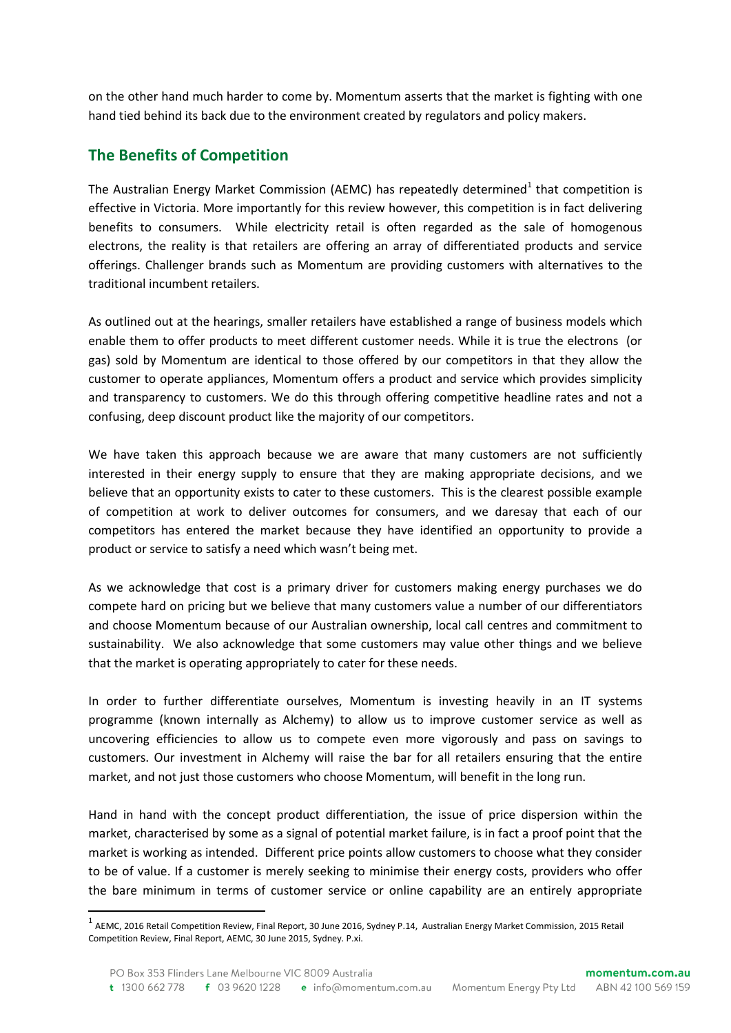on the other hand much harder to come by. Momentum asserts that the market is fighting with one hand tied behind its back due to the environment created by regulators and policy makers.

## The Benefits of Competition

The Australian Energy Market Commission (AEMC) has repeatedly determined[1] that competition is effective in Victoria. More importantly for this review however, this competition is in fact delivering benefits to consumers. While electricity retail is often regarded as the sale of homogenous electrons, the reality is that retailers are offering an array of differentiated products and service offerings. Challenger brands such as Momentum are providing customers with alternatives to the traditional incumbent retailers.

As outlined out at the hearings, smaller retailers have established a range of business models which enable them to offer products to meet different customer needs. While it is true the electrons (or gas) sold by Momentum are identical to those offered by our competitors in that they allow the customer to operate appliances, Momentum offers a product and service which provides simplicity and transparency to customers. We do this through offering competitive headline rates and not a confusing, deep discount product like the majority of our competitors.

We have taken this approach because we are aware that many customers are not sufficiently interested in their energy supply to ensure that they are making appropriate decisions, and we believe that an opportunity exists to cater to these customers. This is the clearest possible example of competition at work to deliver outcomes for consumers, and we daresay that each of our competitors has entered the market because they have identified an opportunity to provide a product or service to satisfy a need which wasn't being met.

As we acknowledge that cost is a primary driver for customers making energy purchases we do compete hard on pricing but we believe that many customers value a number of our differentiators and choose Momentum because of our Australian ownership, local call centres and commitment to sustainability. We also acknowledge that some customers may value other things and we believe that the market is operating appropriately to cater for these needs.

In order to further differentiate ourselves, Momentum is investing heavily in an IT systems programme (known internally as Alchemy) to allow us to improve customer service as well as uncovering efficiencies to allow us to compete even more vigorously and pass on savings to customers. Our investment in Alchemy will raise the bar for all retailers ensuring that the entire market, and not just those customers who choose Momentum, will benefit in the long run.

Hand in hand with the concept product differentiation, the issue of price dispersion within the market, characterised by some as a signal of potential market failure, is in fact a proof point that the market is working as intended. Different price points allow customers to choose what they consider to be of value. If a customer is merely seeking to minimise their energy costs, providers who offer the bare minimum in terms of customer service or online capability are an entirely appropriate

[1] AEMC, 2016 Retail Competition Review, Final Report, 30 June 2016, Sydney P.14, Australian Energy Market Commission, 2015 Retail Competition Review, Final Report, AEMC, 30 June 2015, Sydney. P.xi.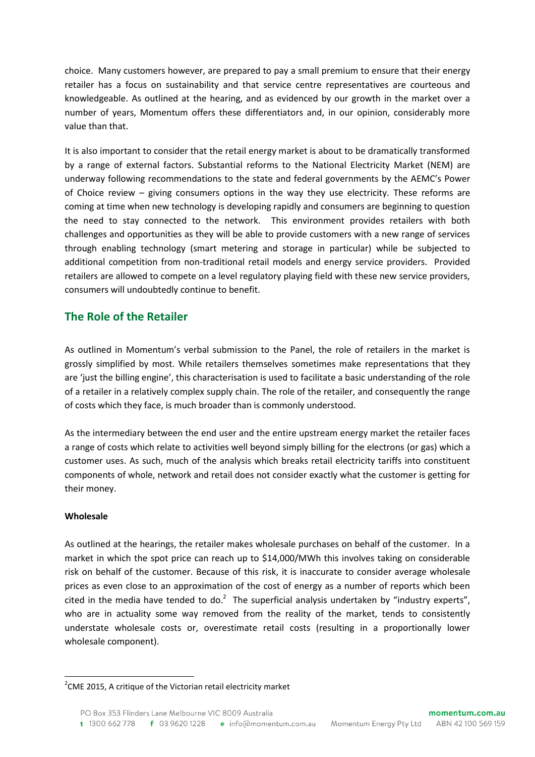choice. Many customers however, are prepared to pay a small premium to ensure that their energy retailer has a focus on sustainability and that service centre representatives are courteous and knowledgeable. As outlined at the hearing, and as evidenced by our growth in the market over a number of years, Momentum offers these differentiators and, in our opinion, considerably more value than that.

It is also important to consider that the retail energy market is about to be dramatically transformed by a range of external factors. Substantial reforms to the National Electricity Market (NEM) are underway following recommendations to the state and federal governments by the AEMC's Power of Choice review – giving consumers options in the way they use electricity. These reforms are coming at time when new technology is developing rapidly and consumers are beginning to question the need to stay connected to the network. This environment provides retailers with both challenges and opportunities as they will be able to provide customers with a new range of services through enabling technology (smart metering and storage in particular) while be subjected to additional competition from non-traditional retail models and energy service providers. Provided retailers are allowed to compete on a level regulatory playing field with these new service providers, consumers will undoubtedly continue to benefit.

## The Role of the Retailer

As outlined in Momentum's verbal submission to the Panel, the role of retailers in the market is grossly simplified by most. While retailers themselves sometimes make representations that they are 'just the billing engine', this characterisation is used to facilitate a basic understanding of the role of a retailer in a relatively complex supply chain. The role of the retailer, and consequently the range of costs which they face, is much broader than is commonly understood.

As the intermediary between the end user and the entire upstream energy market the retailer faces a range of costs which relate to activities well beyond simply billing for the electrons (or gas) which a customer uses. As such, much of the analysis which breaks retail electricity tariffs into constituent components of whole, network and retail does not consider exactly what the customer is getting for their money.

**Wholesale**

As outlined at the hearings, the retailer makes wholesale purchases on behalf of the customer. In a market in which the spot price can reach up to $14,000/MWh this involves taking on considerable risk on behalf of the customer. Because of this risk, it is inaccurate to consider average wholesale prices as even close to an approximation of the cost of energy as a number of reports which been cited in the media have tended to do.[2] The superficial analysis undertaken by "industry experts", who are in actuality some way removed from the reality of the market, tends to consistently understate wholesale costs or, overestimate retail costs (resulting in a proportionally lower wholesale component).

---

[2] CME 2015, A critique of the Victorian retail electricity market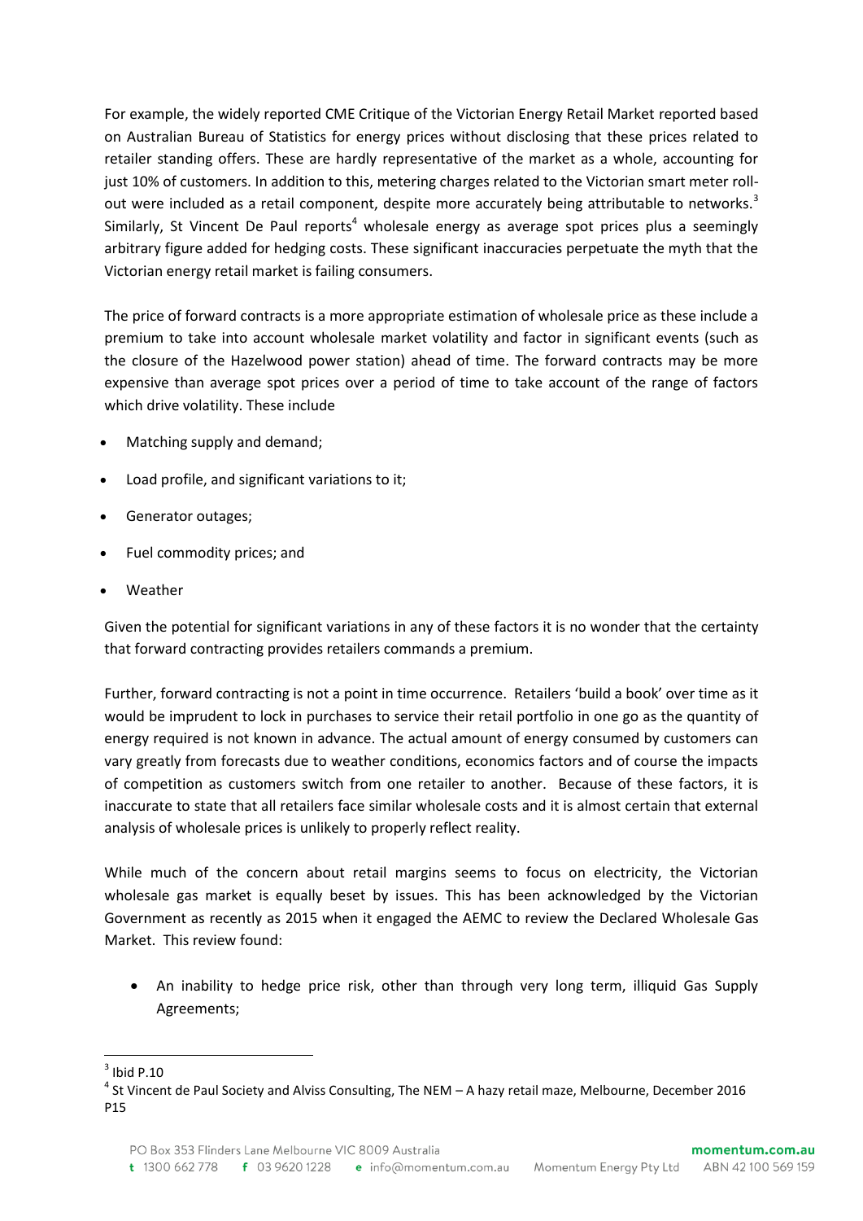For example, the widely reported CME Critique of the Victorian Energy Retail Market reported based on Australian Bureau of Statistics for energy prices without disclosing that these prices related to retailer standing offers. These are hardly representative of the market as a whole, accounting for just 10% of customers. In addition to this, metering charges related to the Victorian smart meter roll-out were included as a retail component, despite more accurately being attributable to networks.[3] Similarly, St Vincent De Paul reports[4] wholesale energy as average spot prices plus a seemingly arbitrary figure added for hedging costs. These significant inaccuracies perpetuate the myth that the Victorian energy retail market is failing consumers.

The price of forward contracts is a more appropriate estimation of wholesale price as these include a premium to take into account wholesale market volatility and factor in significant events (such as the closure of the Hazelwood power station) ahead of time. The forward contracts may be more expensive than average spot prices over a period of time to take account of the range of factors which drive volatility. These include

- Matching supply and demand;
- Load profile, and significant variations to it;
- Generator outages;
- Fuel commodity prices; and
- Weather

Given the potential for significant variations in any of these factors it is no wonder that the certainty that forward contracting provides retailers commands a premium.

Further, forward contracting is not a point in time occurrence. Retailers 'build a book' over time as it would be imprudent to lock in purchases to service their retail portfolio in one go as the quantity of energy required is not known in advance. The actual amount of energy consumed by customers can vary greatly from forecasts due to weather conditions, economics factors and of course the impacts of competition as customers switch from one retailer to another. Because of these factors, it is inaccurate to state that all retailers face similar wholesale costs and it is almost certain that external analysis of wholesale prices is unlikely to properly reflect reality.

While much of the concern about retail margins seems to focus on electricity, the Victorian wholesale gas market is equally beset by issues. This has been acknowledged by the Victorian Government as recently as 2015 when it engaged the AEMC to review the Declared Wholesale Gas Market. This review found:

- An inability to hedge price risk, other than through very long term, illiquid Gas Supply Agreements;

---

[3] Ibid P.10

[4] St Vincent de Paul Society and Alviss Consulting, The NEM – A hazy retail maze, Melbourne, December 2016 P15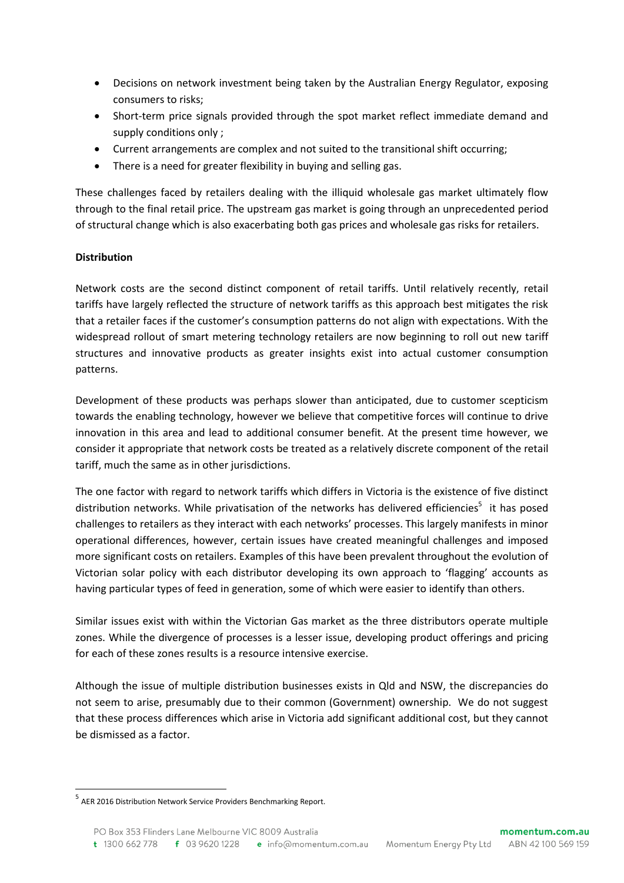- Decisions on network investment being taken by the Australian Energy Regulator, exposing consumers to risks;
- Short-term price signals provided through the spot market reflect immediate demand and supply conditions only ;
- Current arrangements are complex and not suited to the transitional shift occurring;
- There is a need for greater flexibility in buying and selling gas.

These challenges faced by retailers dealing with the illiquid wholesale gas market ultimately flow through to the final retail price. The upstream gas market is going through an unprecedented period of structural change which is also exacerbating both gas prices and wholesale gas risks for retailers.

**Distribution**

Network costs are the second distinct component of retail tariffs. Until relatively recently, retail tariffs have largely reflected the structure of network tariffs as this approach best mitigates the risk that a retailer faces if the customer's consumption patterns do not align with expectations. With the widespread rollout of smart metering technology retailers are now beginning to roll out new tariff structures and innovative products as greater insights exist into actual customer consumption patterns.

Development of these products was perhaps slower than anticipated, due to customer scepticism towards the enabling technology, however we believe that competitive forces will continue to drive innovation in this area and lead to additional consumer benefit. At the present time however, we consider it appropriate that network costs be treated as a relatively discrete component of the retail tariff, much the same as in other jurisdictions.

The one factor with regard to network tariffs which differs in Victoria is the existence of five distinct distribution networks. While privatisation of the networks has delivered efficiencies[5] it has posed challenges to retailers as they interact with each networks' processes. This largely manifests in minor operational differences, however, certain issues have created meaningful challenges and imposed more significant costs on retailers. Examples of this have been prevalent throughout the evolution of Victorian solar policy with each distributor developing its own approach to 'flagging' accounts as having particular types of feed in generation, some of which were easier to identify than others.

Similar issues exist with within the Victorian Gas market as the three distributors operate multiple zones. While the divergence of processes is a lesser issue, developing product offerings and pricing for each of these zones results is a resource intensive exercise.

Although the issue of multiple distribution businesses exists in Qld and NSW, the discrepancies do not seem to arise, presumably due to their common (Government) ownership. We do not suggest that these process differences which arise in Victoria add significant additional cost, but they cannot be dismissed as a factor.

[5] AER 2016 Distribution Network Service Providers Benchmarking Report.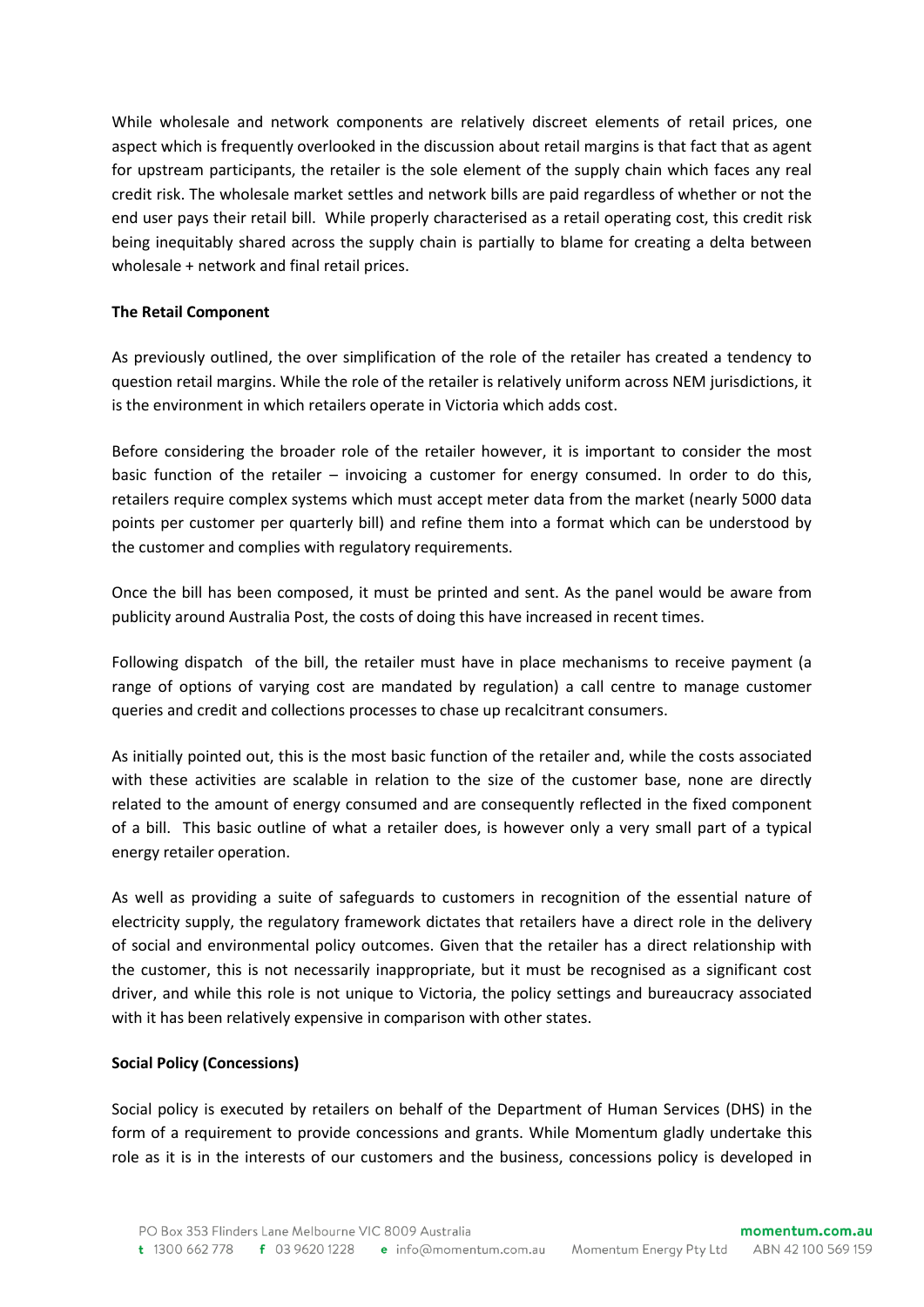While wholesale and network components are relatively discreet elements of retail prices, one aspect which is frequently overlooked in the discussion about retail margins is that fact that as agent for upstream participants, the retailer is the sole element of the supply chain which faces any real credit risk. The wholesale market settles and network bills are paid regardless of whether or not the end user pays their retail bill. While properly characterised as a retail operating cost, this credit risk being inequitably shared across the supply chain is partially to blame for creating a delta between wholesale + network and final retail prices.

**The Retail Component**

As previously outlined, the over simplification of the role of the retailer has created a tendency to question retail margins. While the role of the retailer is relatively uniform across NEM jurisdictions, it is the environment in which retailers operate in Victoria which adds cost.

Before considering the broader role of the retailer however, it is important to consider the most basic function of the retailer – invoicing a customer for energy consumed. In order to do this, retailers require complex systems which must accept meter data from the market (nearly 5000 data points per customer per quarterly bill) and refine them into a format which can be understood by the customer and complies with regulatory requirements.

Once the bill has been composed, it must be printed and sent. As the panel would be aware from publicity around Australia Post, the costs of doing this have increased in recent times.

Following dispatch of the bill, the retailer must have in place mechanisms to receive payment (a range of options of varying cost are mandated by regulation) a call centre to manage customer queries and credit and collections processes to chase up recalcitrant consumers.

As initially pointed out, this is the most basic function of the retailer and, while the costs associated with these activities are scalable in relation to the size of the customer base, none are directly related to the amount of energy consumed and are consequently reflected in the fixed component of a bill. This basic outline of what a retailer does, is however only a very small part of a typical energy retailer operation.

As well as providing a suite of safeguards to customers in recognition of the essential nature of electricity supply, the regulatory framework dictates that retailers have a direct role in the delivery of social and environmental policy outcomes. Given that the retailer has a direct relationship with the customer, this is not necessarily inappropriate, but it must be recognised as a significant cost driver, and while this role is not unique to Victoria, the policy settings and bureaucracy associated with it has been relatively expensive in comparison with other states.

**Social Policy (Concessions)**

Social policy is executed by retailers on behalf of the Department of Human Services (DHS) in the form of a requirement to provide concessions and grants. While Momentum gladly undertake this role as it is in the interests of our customers and the business, concessions policy is developed in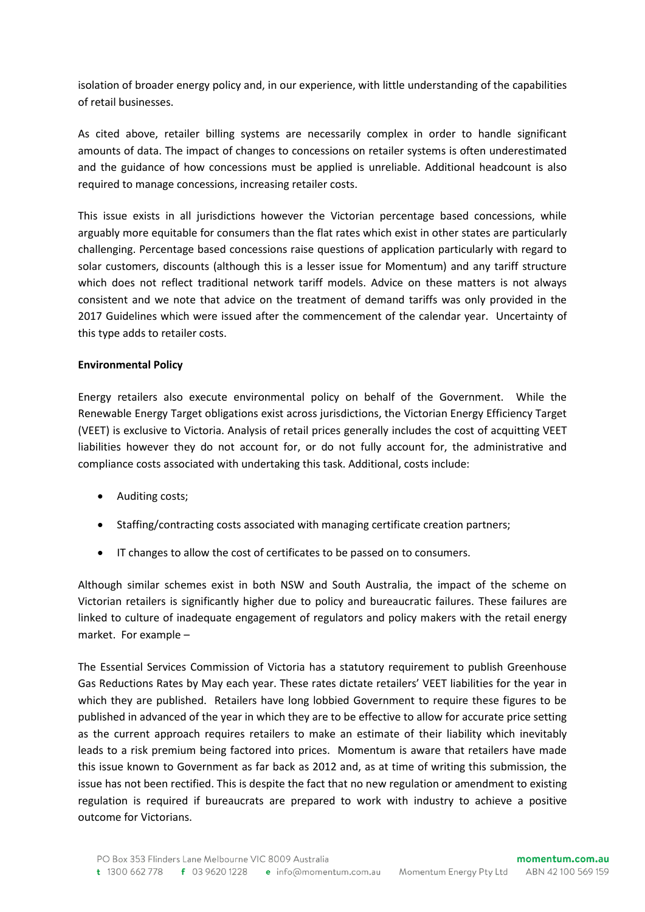isolation of broader energy policy and, in our experience, with little understanding of the capabilities of retail businesses.

As cited above, retailer billing systems are necessarily complex in order to handle significant amounts of data. The impact of changes to concessions on retailer systems is often underestimated and the guidance of how concessions must be applied is unreliable. Additional headcount is also required to manage concessions, increasing retailer costs.

This issue exists in all jurisdictions however the Victorian percentage based concessions, while arguably more equitable for consumers than the flat rates which exist in other states are particularly challenging. Percentage based concessions raise questions of application particularly with regard to solar customers, discounts (although this is a lesser issue for Momentum) and any tariff structure which does not reflect traditional network tariff models. Advice on these matters is not always consistent and we note that advice on the treatment of demand tariffs was only provided in the 2017 Guidelines which were issued after the commencement of the calendar year. Uncertainty of this type adds to retailer costs.

**Environmental Policy**

Energy retailers also execute environmental policy on behalf of the Government. While the Renewable Energy Target obligations exist across jurisdictions, the Victorian Energy Efficiency Target (VEET) is exclusive to Victoria. Analysis of retail prices generally includes the cost of acquitting VEET liabilities however they do not account for, or do not fully account for, the administrative and compliance costs associated with undertaking this task. Additional, costs include:

- Auditing costs;
- Staffing/contracting costs associated with managing certificate creation partners;
- IT changes to allow the cost of certificates to be passed on to consumers.

Although similar schemes exist in both NSW and South Australia, the impact of the scheme on Victorian retailers is significantly higher due to policy and bureaucratic failures. These failures are linked to culture of inadequate engagement of regulators and policy makers with the retail energy market. For example –

The Essential Services Commission of Victoria has a statutory requirement to publish Greenhouse Gas Reductions Rates by May each year. These rates dictate retailers' VEET liabilities for the year in which they are published. Retailers have long lobbied Government to require these figures to be published in advanced of the year in which they are to be effective to allow for accurate price setting as the current approach requires retailers to make an estimate of their liability which inevitably leads to a risk premium being factored into prices. Momentum is aware that retailers have made this issue known to Government as far back as 2012 and, as at time of writing this submission, the issue has not been rectified. This is despite the fact that no new regulation or amendment to existing regulation is required if bureaucrats are prepared to work with industry to achieve a positive outcome for Victorians.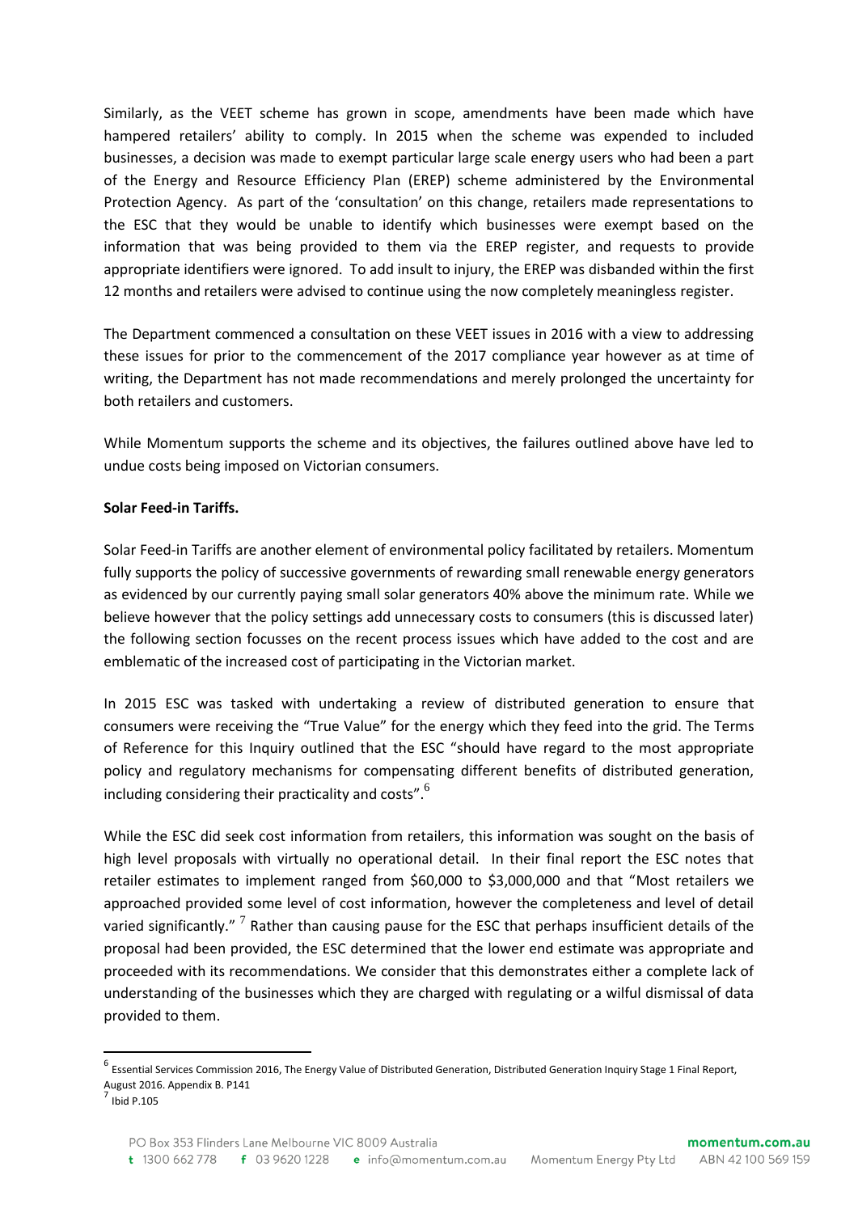Similarly, as the VEET scheme has grown in scope, amendments have been made which have hampered retailers' ability to comply. In 2015 when the scheme was expended to included businesses, a decision was made to exempt particular large scale energy users who had been a part of the Energy and Resource Efficiency Plan (EREP) scheme administered by the Environmental Protection Agency. As part of the 'consultation' on this change, retailers made representations to the ESC that they would be unable to identify which businesses were exempt based on the information that was being provided to them via the EREP register, and requests to provide appropriate identifiers were ignored. To add insult to injury, the EREP was disbanded within the first 12 months and retailers were advised to continue using the now completely meaningless register.

The Department commenced a consultation on these VEET issues in 2016 with a view to addressing these issues for prior to the commencement of the 2017 compliance year however as at time of writing, the Department has not made recommendations and merely prolonged the uncertainty for both retailers and customers.

While Momentum supports the scheme and its objectives, the failures outlined above have led to undue costs being imposed on Victorian consumers.

**Solar Feed-in Tariffs.**

Solar Feed-in Tariffs are another element of environmental policy facilitated by retailers. Momentum fully supports the policy of successive governments of rewarding small renewable energy generators as evidenced by our currently paying small solar generators 40% above the minimum rate. While we believe however that the policy settings add unnecessary costs to consumers (this is discussed later) the following section focusses on the recent process issues which have added to the cost and are emblematic of the increased cost of participating in the Victorian market.

In 2015 ESC was tasked with undertaking a review of distributed generation to ensure that consumers were receiving the "True Value" for the energy which they feed into the grid. The Terms of Reference for this Inquiry outlined that the ESC "should have regard to the most appropriate policy and regulatory mechanisms for compensating different benefits of distributed generation, including considering their practicality and costs".[6]

While the ESC did seek cost information from retailers, this information was sought on the basis of high level proposals with virtually no operational detail. In their final report the ESC notes that retailer estimates to implement ranged from $60,000 to $3,000,000 and that "Most retailers we approached provided some level of cost information, however the completeness and level of detail varied significantly." [7] Rather than causing pause for the ESC that perhaps insufficient details of the proposal had been provided, the ESC determined that the lower end estimate was appropriate and proceeded with its recommendations. We consider that this demonstrates either a complete lack of understanding of the businesses which they are charged with regulating or a wilful dismissal of data provided to them.

---

[6] Essential Services Commission 2016, The Energy Value of Distributed Generation, Distributed Generation Inquiry Stage 1 Final Report, August 2016. Appendix B. P141

[7] Ibid P.105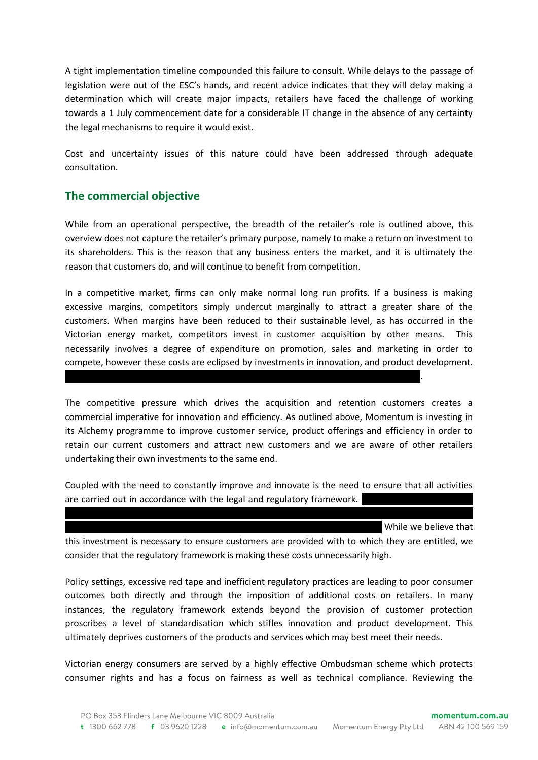A tight implementation timeline compounded this failure to consult. While delays to the passage of legislation were out of the ESC's hands, and recent advice indicates that they will delay making a determination which will create major impacts, retailers have faced the challenge of working towards a 1 July commencement date for a considerable IT change in the absence of any certainty the legal mechanisms to require it would exist.

Cost and uncertainty issues of this nature could have been addressed through adequate consultation.

## The commercial objective

While from an operational perspective, the breadth of the retailer's role is outlined above, this overview does not capture the retailer's primary purpose, namely to make a return on investment to its shareholders. This is the reason that any business enters the market, and it is ultimately the reason that customers do, and will continue to benefit from competition.

In a competitive market, firms can only make normal long run profits. If a business is making excessive margins, competitors simply undercut marginally to attract a greater share of the customers. When margins have been reduced to their sustainable level, as has occurred in the Victorian energy market, competitors invest in customer acquisition by other means. This necessarily involves a degree of expenditure on promotion, sales and marketing in order to compete, however these costs are eclipsed by investments in innovation, and product development. [REDACTED].

The competitive pressure which drives the acquisition and retention customers creates a commercial imperative for innovation and efficiency. As outlined above, Momentum is investing in its Alchemy programme to improve customer service, product offerings and efficiency in order to retain our current customers and attract new customers and we are aware of other retailers undertaking their own investments to the same end.

Coupled with the need to constantly improve and innovate is the need to ensure that all activities are carried out in accordance with the legal and regulatory framework. [REDACTED] While we believe that this investment is necessary to ensure customers are provided with to which they are entitled, we consider that the regulatory framework is making these costs unnecessarily high.

Policy settings, excessive red tape and inefficient regulatory practices are leading to poor consumer outcomes both directly and through the imposition of additional costs on retailers. In many instances, the regulatory framework extends beyond the provision of customer protection proscribes a level of standardisation which stifles innovation and product development. This ultimately deprives customers of the products and services which may best meet their needs.

Victorian energy consumers are served by a highly effective Ombudsman scheme which protects consumer rights and has a focus on fairness as well as technical compliance. Reviewing the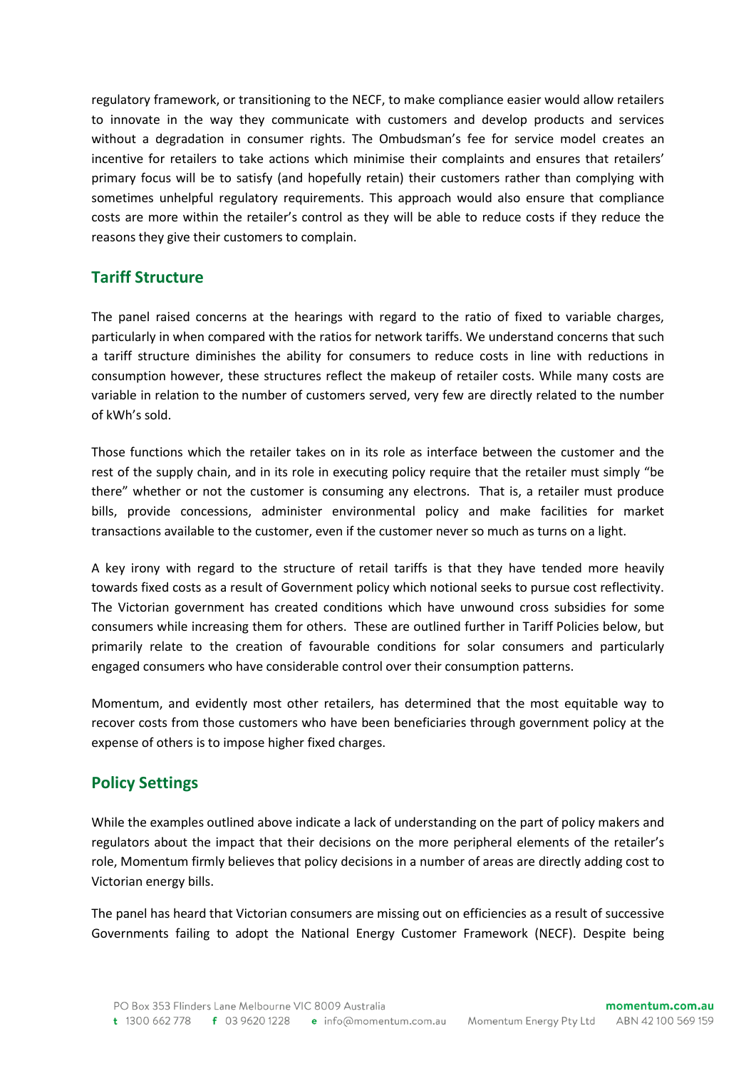regulatory framework, or transitioning to the NECF, to make compliance easier would allow retailers to innovate in the way they communicate with customers and develop products and services without a degradation in consumer rights. The Ombudsman's fee for service model creates an incentive for retailers to take actions which minimise their complaints and ensures that retailers' primary focus will be to satisfy (and hopefully retain) their customers rather than complying with sometimes unhelpful regulatory requirements. This approach would also ensure that compliance costs are more within the retailer's control as they will be able to reduce costs if they reduce the reasons they give their customers to complain.

## Tariff Structure

The panel raised concerns at the hearings with regard to the ratio of fixed to variable charges, particularly in when compared with the ratios for network tariffs. We understand concerns that such a tariff structure diminishes the ability for consumers to reduce costs in line with reductions in consumption however, these structures reflect the makeup of retailer costs. While many costs are variable in relation to the number of customers served, very few are directly related to the number of kWh's sold.

Those functions which the retailer takes on in its role as interface between the customer and the rest of the supply chain, and in its role in executing policy require that the retailer must simply "be there" whether or not the customer is consuming any electrons. That is, a retailer must produce bills, provide concessions, administer environmental policy and make facilities for market transactions available to the customer, even if the customer never so much as turns on a light.

A key irony with regard to the structure of retail tariffs is that they have tended more heavily towards fixed costs as a result of Government policy which notional seeks to pursue cost reflectivity. The Victorian government has created conditions which have unwound cross subsidies for some consumers while increasing them for others. These are outlined further in Tariff Policies below, but primarily relate to the creation of favourable conditions for solar consumers and particularly engaged consumers who have considerable control over their consumption patterns.

Momentum, and evidently most other retailers, has determined that the most equitable way to recover costs from those customers who have been beneficiaries through government policy at the expense of others is to impose higher fixed charges.

## Policy Settings

While the examples outlined above indicate a lack of understanding on the part of policy makers and regulators about the impact that their decisions on the more peripheral elements of the retailer's role, Momentum firmly believes that policy decisions in a number of areas are directly adding cost to Victorian energy bills.

The panel has heard that Victorian consumers are missing out on efficiencies as a result of successive Governments failing to adopt the National Energy Customer Framework (NECF). Despite being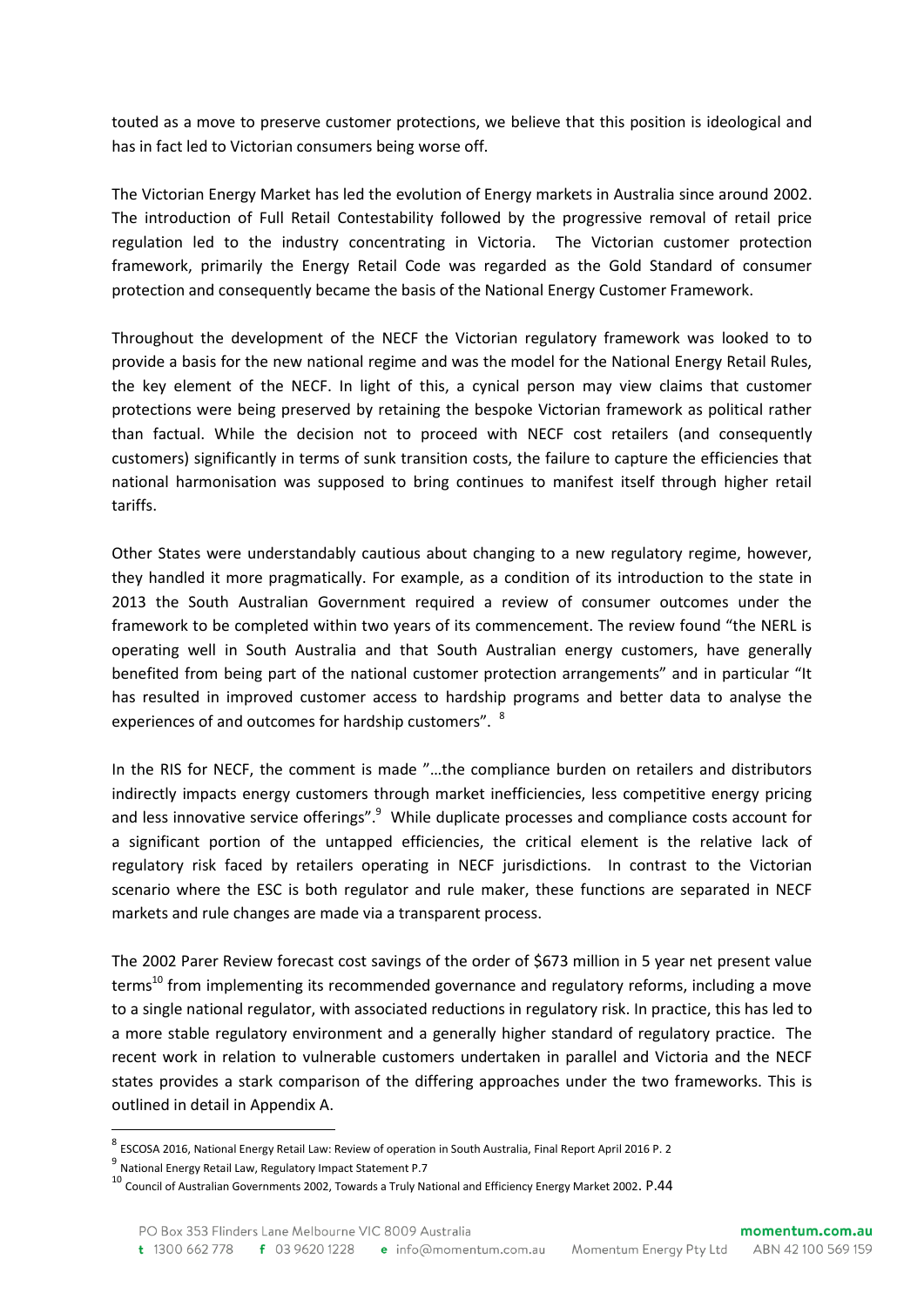touted as a move to preserve customer protections, we believe that this position is ideological and has in fact led to Victorian consumers being worse off.

The Victorian Energy Market has led the evolution of Energy markets in Australia since around 2002. The introduction of Full Retail Contestability followed by the progressive removal of retail price regulation led to the industry concentrating in Victoria. The Victorian customer protection framework, primarily the Energy Retail Code was regarded as the Gold Standard of consumer protection and consequently became the basis of the National Energy Customer Framework.

Throughout the development of the NECF the Victorian regulatory framework was looked to to provide a basis for the new national regime and was the model for the National Energy Retail Rules, the key element of the NECF. In light of this, a cynical person may view claims that customer protections were being preserved by retaining the bespoke Victorian framework as political rather than factual. While the decision not to proceed with NECF cost retailers (and consequently customers) significantly in terms of sunk transition costs, the failure to capture the efficiencies that national harmonisation was supposed to bring continues to manifest itself through higher retail tariffs.

Other States were understandably cautious about changing to a new regulatory regime, however, they handled it more pragmatically. For example, as a condition of its introduction to the state in 2013 the South Australian Government required a review of consumer outcomes under the framework to be completed within two years of its commencement. The review found "the NERL is operating well in South Australia and that South Australian energy customers, have generally benefited from being part of the national customer protection arrangements" and in particular "It has resulted in improved customer access to hardship programs and better data to analyse the experiences of and outcomes for hardship customers". [8]

In the RIS for NECF, the comment is made "…the compliance burden on retailers and distributors indirectly impacts energy customers through market inefficiencies, less competitive energy pricing and less innovative service offerings".[9] While duplicate processes and compliance costs account for a significant portion of the untapped efficiencies, the critical element is the relative lack of regulatory risk faced by retailers operating in NECF jurisdictions. In contrast to the Victorian scenario where the ESC is both regulator and rule maker, these functions are separated in NECF markets and rule changes are made via a transparent process.

The 2002 Parer Review forecast cost savings of the order of $673 million in 5 year net present value terms[10] from implementing its recommended governance and regulatory reforms, including a move to a single national regulator, with associated reductions in regulatory risk. In practice, this has led to a more stable regulatory environment and a generally higher standard of regulatory practice. The recent work in relation to vulnerable customers undertaken in parallel and Victoria and the NECF states provides a stark comparison of the differing approaches under the two frameworks. This is outlined in detail in Appendix A.

---

[8] ESCOSA 2016, National Energy Retail Law: Review of operation in South Australia, Final Report April 2016 P. 2

[9] National Energy Retail Law, Regulatory Impact Statement P.7

[10] Council of Australian Governments 2002, Towards a Truly National and Efficiency Energy Market 2002. P.44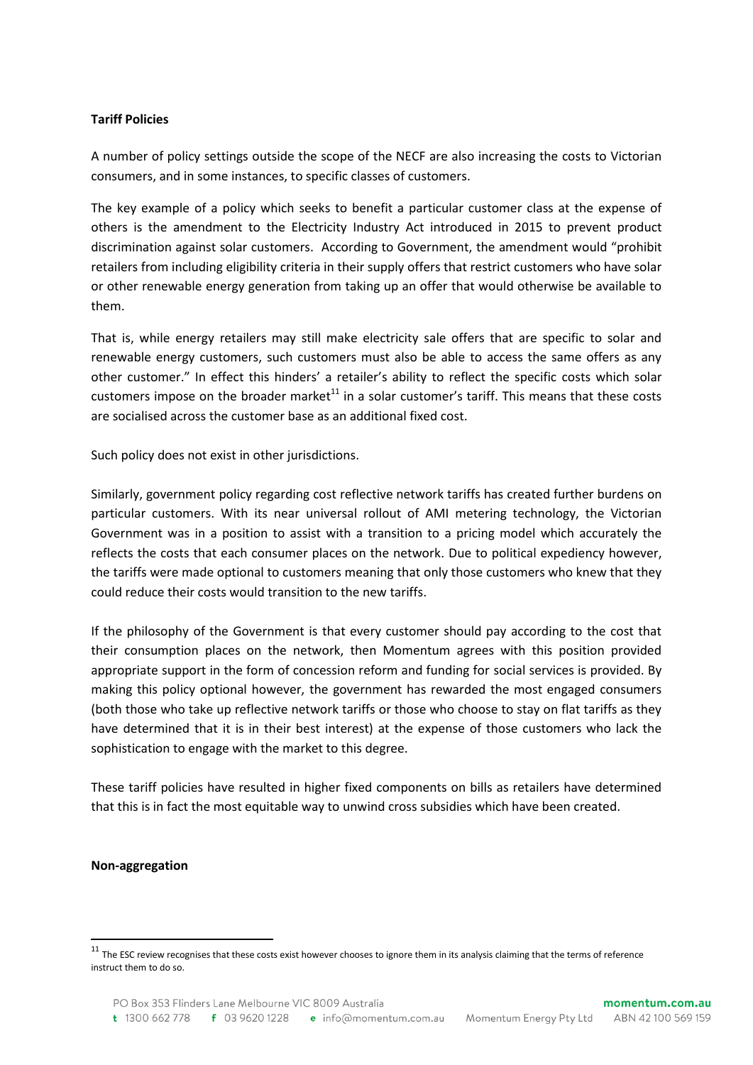**Tariff Policies**

A number of policy settings outside the scope of the NECF are also increasing the costs to Victorian consumers, and in some instances, to specific classes of customers.

The key example of a policy which seeks to benefit a particular customer class at the expense of others is the amendment to the Electricity Industry Act introduced in 2015 to prevent product discrimination against solar customers. According to Government, the amendment would "prohibit retailers from including eligibility criteria in their supply offers that restrict customers who have solar or other renewable energy generation from taking up an offer that would otherwise be available to them.

That is, while energy retailers may still make electricity sale offers that are specific to solar and renewable energy customers, such customers must also be able to access the same offers as any other customer." In effect this hinders' a retailer's ability to reflect the specific costs which solar customers impose on the broader market[11] in a solar customer's tariff. This means that these costs are socialised across the customer base as an additional fixed cost.

Such policy does not exist in other jurisdictions.

Similarly, government policy regarding cost reflective network tariffs has created further burdens on particular customers. With its near universal rollout of AMI metering technology, the Victorian Government was in a position to assist with a transition to a pricing model which accurately the reflects the costs that each consumer places on the network. Due to political expediency however, the tariffs were made optional to customers meaning that only those customers who knew that they could reduce their costs would transition to the new tariffs.

If the philosophy of the Government is that every customer should pay according to the cost that their consumption places on the network, then Momentum agrees with this position provided appropriate support in the form of concession reform and funding for social services is provided. By making this policy optional however, the government has rewarded the most engaged consumers (both those who take up reflective network tariffs or those who choose to stay on flat tariffs as they have determined that it is in their best interest) at the expense of those customers who lack the sophistication to engage with the market to this degree.

These tariff policies have resulted in higher fixed components on bills as retailers have determined that this is in fact the most equitable way to unwind cross subsidies which have been created.

**Non-aggregation**

[11] The ESC review recognises that these costs exist however chooses to ignore them in its analysis claiming that the terms of reference instruct them to do so.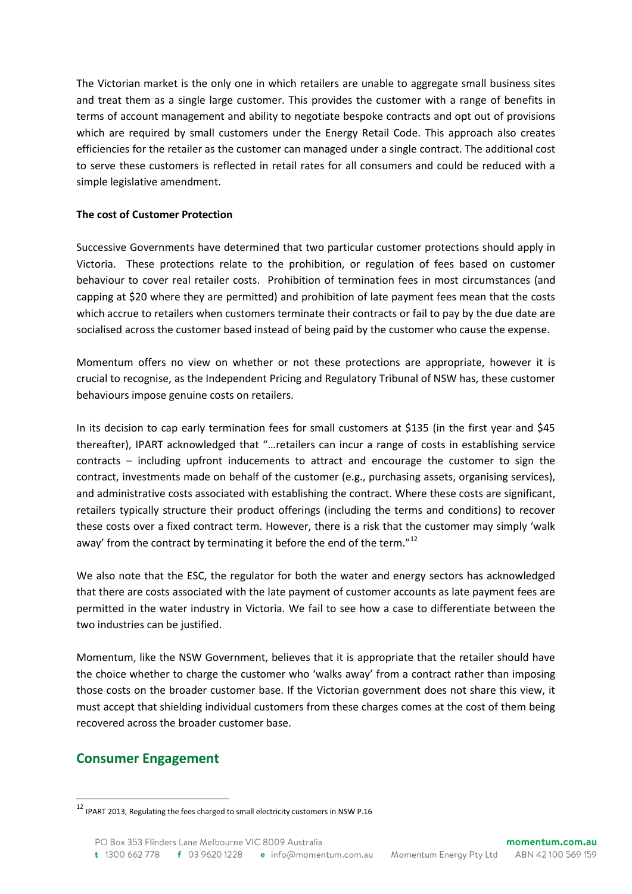The Victorian market is the only one in which retailers are unable to aggregate small business sites and treat them as a single large customer. This provides the customer with a range of benefits in terms of account management and ability to negotiate bespoke contracts and opt out of provisions which are required by small customers under the Energy Retail Code. This approach also creates efficiencies for the retailer as the customer can managed under a single contract. The additional cost to serve these customers is reflected in retail rates for all consumers and could be reduced with a simple legislative amendment.

**The cost of Customer Protection**

Successive Governments have determined that two particular customer protections should apply in Victoria. These protections relate to the prohibition, or regulation of fees based on customer behaviour to cover real retailer costs. Prohibition of termination fees in most circumstances (and capping at $20 where they are permitted) and prohibition of late payment fees mean that the costs which accrue to retailers when customers terminate their contracts or fail to pay by the due date are socialised across the customer based instead of being paid by the customer who cause the expense.

Momentum offers no view on whether or not these protections are appropriate, however it is crucial to recognise, as the Independent Pricing and Regulatory Tribunal of NSW has, these customer behaviours impose genuine costs on retailers.

In its decision to cap early termination fees for small customers at $135 (in the first year and $45 thereafter), IPART acknowledged that "…retailers can incur a range of costs in establishing service contracts – including upfront inducements to attract and encourage the customer to sign the contract, investments made on behalf of the customer (e.g., purchasing assets, organising services), and administrative costs associated with establishing the contract. Where these costs are significant, retailers typically structure their product offerings (including the terms and conditions) to recover these costs over a fixed contract term. However, there is a risk that the customer may simply 'walk away' from the contract by terminating it before the end of the term."[12]

We also note that the ESC, the regulator for both the water and energy sectors has acknowledged that there are costs associated with the late payment of customer accounts as late payment fees are permitted in the water industry in Victoria. We fail to see how a case to differentiate between the two industries can be justified.

Momentum, like the NSW Government, believes that it is appropriate that the retailer should have the choice whether to charge the customer who 'walks away' from a contract rather than imposing those costs on the broader customer base. If the Victorian government does not share this view, it must accept that shielding individual customers from these charges comes at the cost of them being recovered across the broader customer base.

## Consumer Engagement

[12] IPART 2013, Regulating the fees charged to small electricity customers in NSW P.16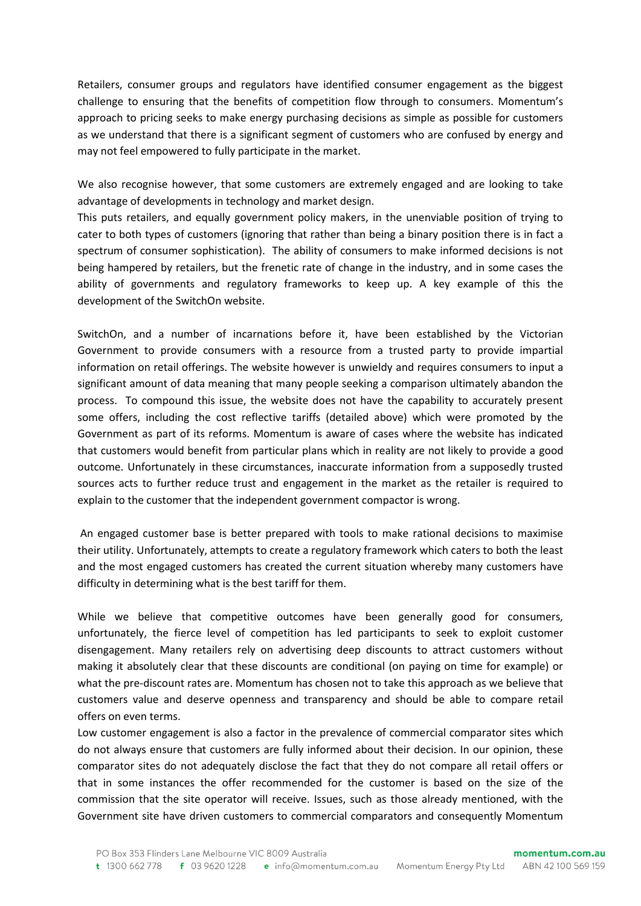Retailers, consumer groups and regulators have identified consumer engagement as the biggest challenge to ensuring that the benefits of competition flow through to consumers. Momentum's approach to pricing seeks to make energy purchasing decisions as simple as possible for customers as we understand that there is a significant segment of customers who are confused by energy and may not feel empowered to fully participate in the market.

We also recognise however, that some customers are extremely engaged and are looking to take advantage of developments in technology and market design.

This puts retailers, and equally government policy makers, in the unenviable position of trying to cater to both types of customers (ignoring that rather than being a binary position there is in fact a spectrum of consumer sophistication). The ability of consumers to make informed decisions is not being hampered by retailers, but the frenetic rate of change in the industry, and in some cases the ability of governments and regulatory frameworks to keep up. A key example of this the development of the SwitchOn website.

SwitchOn, and a number of incarnations before it, have been established by the Victorian Government to provide consumers with a resource from a trusted party to provide impartial information on retail offerings. The website however is unwieldy and requires consumers to input a significant amount of data meaning that many people seeking a comparison ultimately abandon the process. To compound this issue, the website does not have the capability to accurately present some offers, including the cost reflective tariffs (detailed above) which were promoted by the Government as part of its reforms. Momentum is aware of cases where the website has indicated that customers would benefit from particular plans which in reality are not likely to provide a good outcome. Unfortunately in these circumstances, inaccurate information from a supposedly trusted sources acts to further reduce trust and engagement in the market as the retailer is required to explain to the customer that the independent government compactor is wrong.

An engaged customer base is better prepared with tools to make rational decisions to maximise their utility. Unfortunately, attempts to create a regulatory framework which caters to both the least and the most engaged customers has created the current situation whereby many customers have difficulty in determining what is the best tariff for them.

While we believe that competitive outcomes have been generally good for consumers, unfortunately, the fierce level of competition has led participants to seek to exploit customer disengagement. Many retailers rely on advertising deep discounts to attract customers without making it absolutely clear that these discounts are conditional (on paying on time for example) or what the pre-discount rates are. Momentum has chosen not to take this approach as we believe that customers value and deserve openness and transparency and should be able to compare retail offers on even terms.

Low customer engagement is also a factor in the prevalence of commercial comparator sites which do not always ensure that customers are fully informed about their decision. In our opinion, these comparator sites do not adequately disclose the fact that they do not compare all retail offers or that in some instances the offer recommended for the customer is based on the size of the commission that the site operator will receive. Issues, such as those already mentioned, with the Government site have driven customers to commercial comparators and consequently Momentum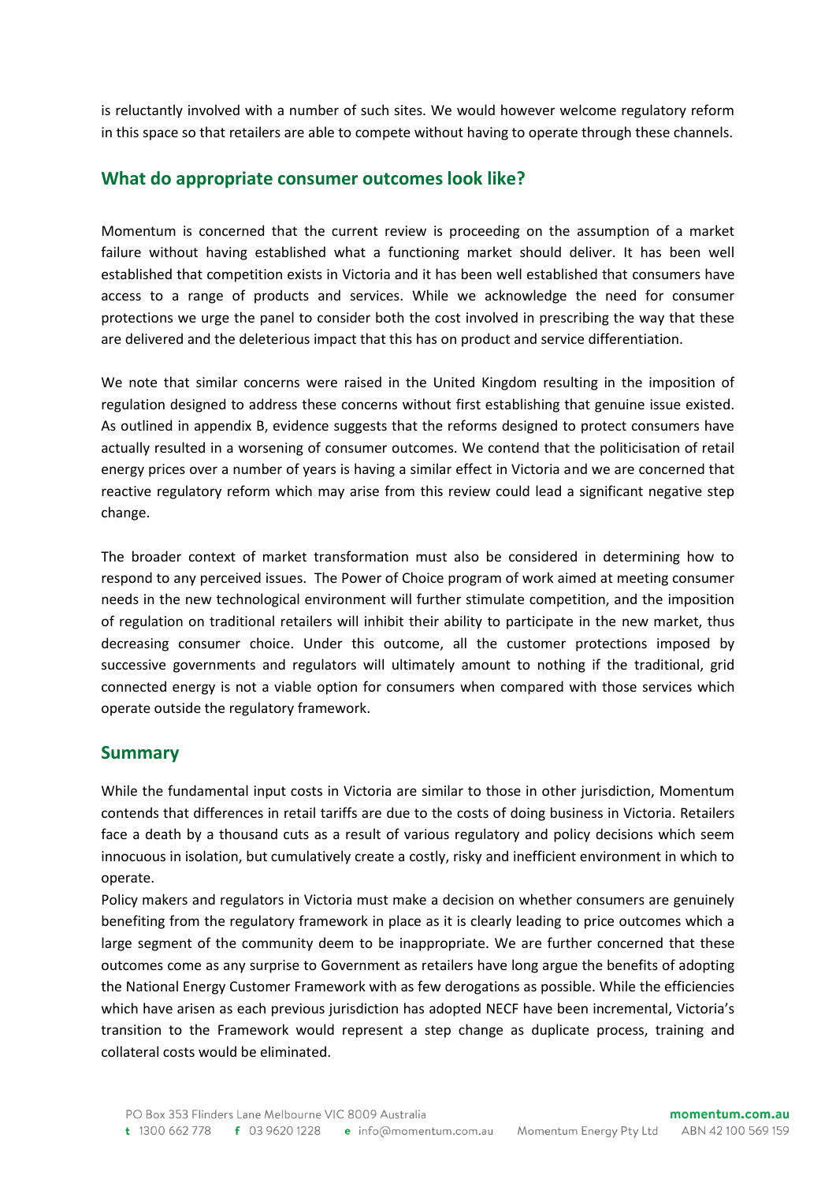is reluctantly involved with a number of such sites. We would however welcome regulatory reform in this space so that retailers are able to compete without having to operate through these channels.

## What do appropriate consumer outcomes look like?

Momentum is concerned that the current review is proceeding on the assumption of a market failure without having established what a functioning market should deliver. It has been well established that competition exists in Victoria and it has been well established that consumers have access to a range of products and services. While we acknowledge the need for consumer protections we urge the panel to consider both the cost involved in prescribing the way that these are delivered and the deleterious impact that this has on product and service differentiation.

We note that similar concerns were raised in the United Kingdom resulting in the imposition of regulation designed to address these concerns without first establishing that genuine issue existed. As outlined in appendix B, evidence suggests that the reforms designed to protect consumers have actually resulted in a worsening of consumer outcomes. We contend that the politicisation of retail energy prices over a number of years is having a similar effect in Victoria and we are concerned that reactive regulatory reform which may arise from this review could lead a significant negative step change.

The broader context of market transformation must also be considered in determining how to respond to any perceived issues. The Power of Choice program of work aimed at meeting consumer needs in the new technological environment will further stimulate competition, and the imposition of regulation on traditional retailers will inhibit their ability to participate in the new market, thus decreasing consumer choice. Under this outcome, all the customer protections imposed by successive governments and regulators will ultimately amount to nothing if the traditional, grid connected energy is not a viable option for consumers when compared with those services which operate outside the regulatory framework.

## Summary

While the fundamental input costs in Victoria are similar to those in other jurisdiction, Momentum contends that differences in retail tariffs are due to the costs of doing business in Victoria. Retailers face a death by a thousand cuts as a result of various regulatory and policy decisions which seem innocuous in isolation, but cumulatively create a costly, risky and inefficient environment in which to operate.

Policy makers and regulators in Victoria must make a decision on whether consumers are genuinely benefiting from the regulatory framework in place as it is clearly leading to price outcomes which a large segment of the community deem to be inappropriate. We are further concerned that these outcomes come as any surprise to Government as retailers have long argue the benefits of adopting the National Energy Customer Framework with as few derogations as possible. While the efficiencies which have arisen as each previous jurisdiction has adopted NECF have been incremental, Victoria's transition to the Framework would represent a step change as duplicate process, training and collateral costs would be eliminated.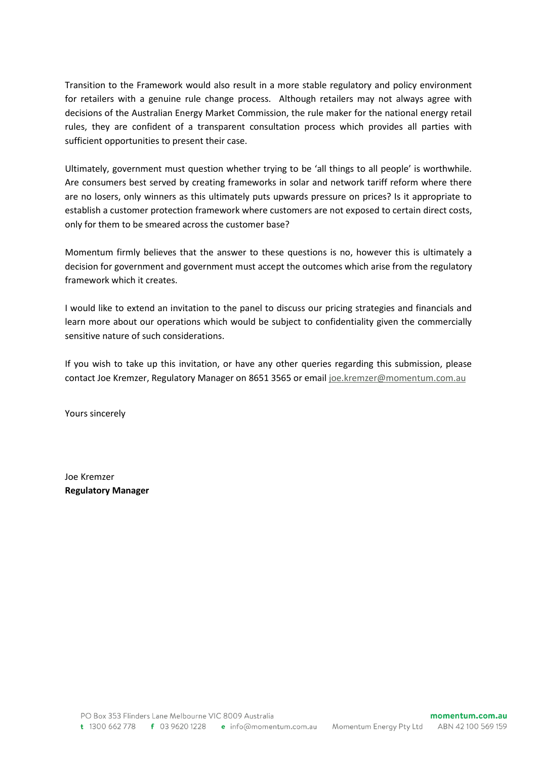Transition to the Framework would also result in a more stable regulatory and policy environment for retailers with a genuine rule change process. Although retailers may not always agree with decisions of the Australian Energy Market Commission, the rule maker for the national energy retail rules, they are confident of a transparent consultation process which provides all parties with sufficient opportunities to present their case.

Ultimately, government must question whether trying to be 'all things to all people' is worthwhile. Are consumers best served by creating frameworks in solar and network tariff reform where there are no losers, only winners as this ultimately puts upwards pressure on prices? Is it appropriate to establish a customer protection framework where customers are not exposed to certain direct costs, only for them to be smeared across the customer base?

Momentum firmly believes that the answer to these questions is no, however this is ultimately a decision for government and government must accept the outcomes which arise from the regulatory framework which it creates.

I would like to extend an invitation to the panel to discuss our pricing strategies and financials and learn more about our operations which would be subject to confidentiality given the commercially sensitive nature of such considerations.

If you wish to take up this invitation, or have any other queries regarding this submission, please contact Joe Kremzer, Regulatory Manager on 8651 3565 or email joe.kremzer@momentum.com.au

Yours sincerely

Joe Kremzer
**Regulatory Manager**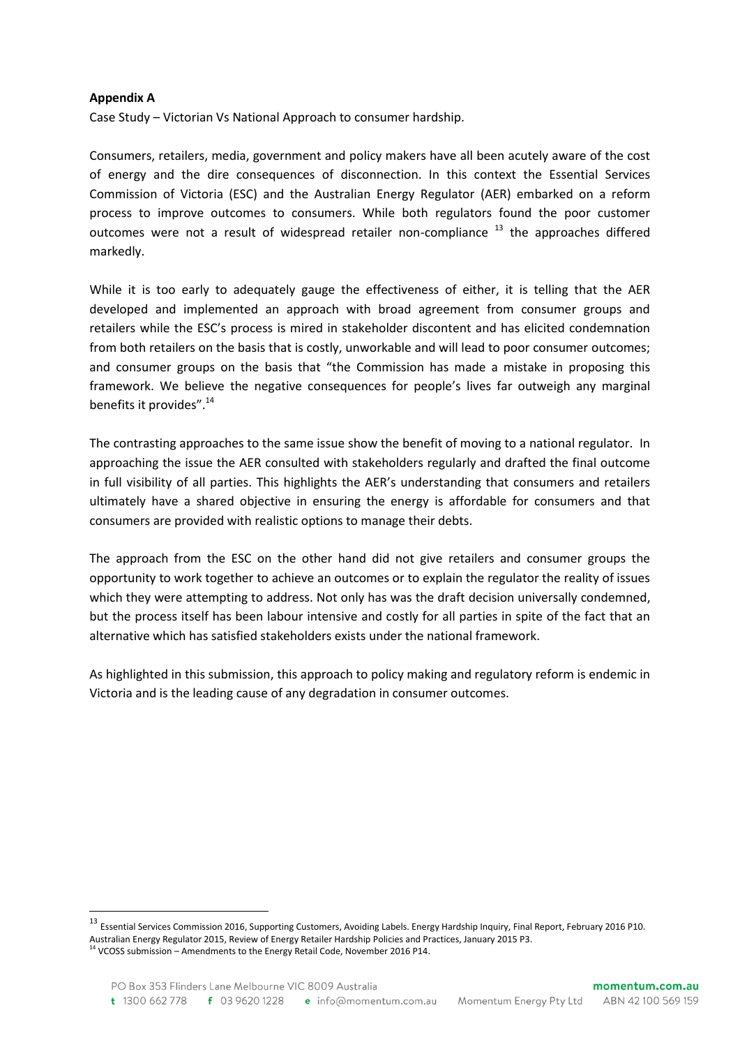**Appendix A**

Case Study – Victorian Vs National Approach to consumer hardship.

Consumers, retailers, media, government and policy makers have all been acutely aware of the cost of energy and the dire consequences of disconnection. In this context the Essential Services Commission of Victoria (ESC) and the Australian Energy Regulator (AER) embarked on a reform process to improve outcomes to consumers. While both regulators found the poor customer outcomes were not a result of widespread retailer non-compliance [13] the approaches differed markedly.

While it is too early to adequately gauge the effectiveness of either, it is telling that the AER developed and implemented an approach with broad agreement from consumer groups and retailers while the ESC's process is mired in stakeholder discontent and has elicited condemnation from both retailers on the basis that is costly, unworkable and will lead to poor consumer outcomes; and consumer groups on the basis that "the Commission has made a mistake in proposing this framework. We believe the negative consequences for people's lives far outweigh any marginal benefits it provides".[14]

The contrasting approaches to the same issue show the benefit of moving to a national regulator. In approaching the issue the AER consulted with stakeholders regularly and drafted the final outcome in full visibility of all parties. This highlights the AER's understanding that consumers and retailers ultimately have a shared objective in ensuring the energy is affordable for consumers and that consumers are provided with realistic options to manage their debts.

The approach from the ESC on the other hand did not give retailers and consumer groups the opportunity to work together to achieve an outcomes or to explain the regulator the reality of issues which they were attempting to address. Not only has was the draft decision universally condemned, but the process itself has been labour intensive and costly for all parties in spite of the fact that an alternative which has satisfied stakeholders exists under the national framework.

As highlighted in this submission, this approach to policy making and regulatory reform is endemic in Victoria and is the leading cause of any degradation in consumer outcomes.

---

[13] Essential Services Commission 2016, Supporting Customers, Avoiding Labels. Energy Hardship Inquiry, Final Report, February 2016 P10. Australian Energy Regulator 2015, Review of Energy Retailer Hardship Policies and Practices, January 2015 P3.

[14] VCOSS submission – Amendments to the Energy Retail Code, November 2016 P14.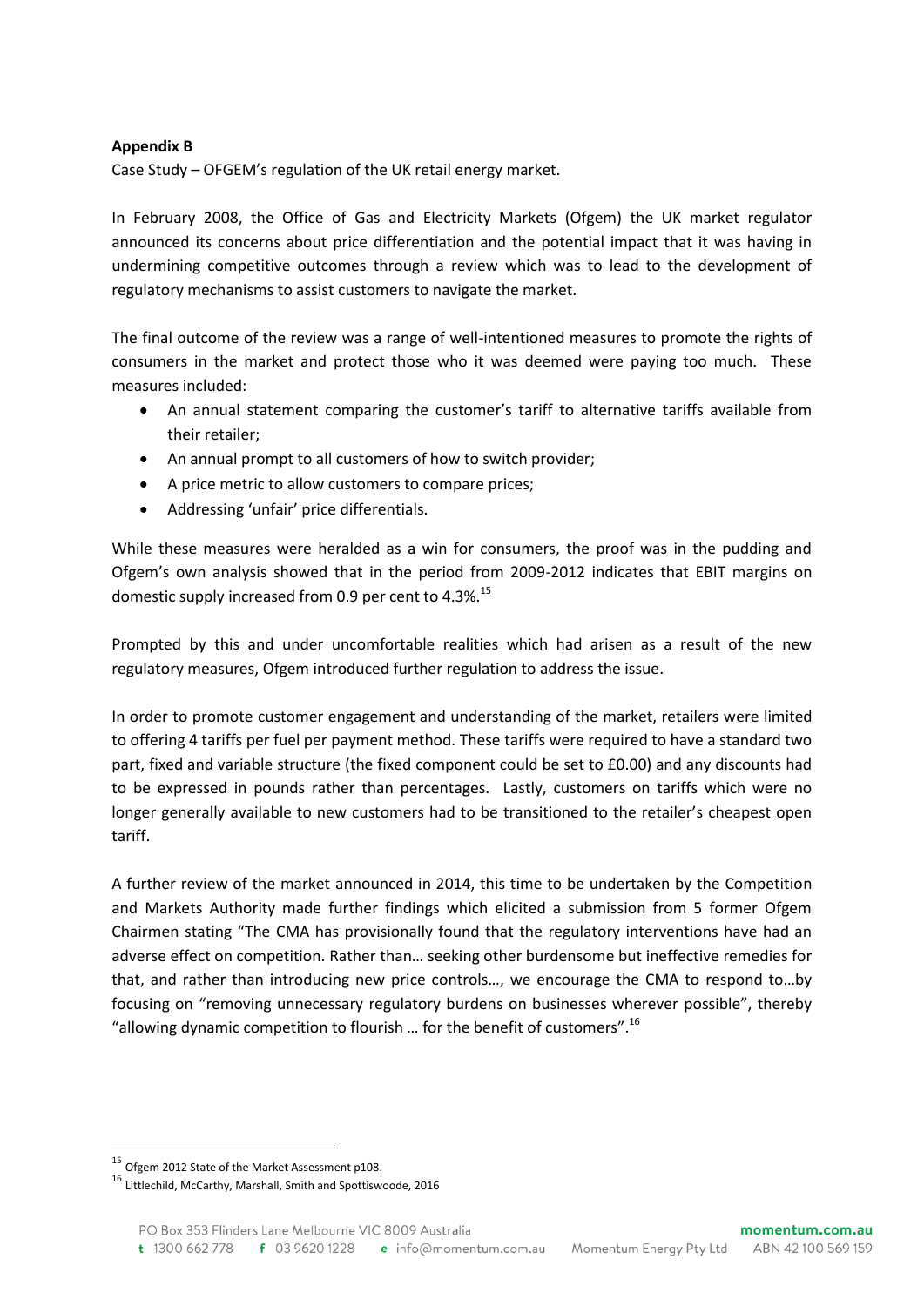**Appendix B**

Case Study – OFGEM's regulation of the UK retail energy market.

In February 2008, the Office of Gas and Electricity Markets (Ofgem) the UK market regulator announced its concerns about price differentiation and the potential impact that it was having in undermining competitive outcomes through a review which was to lead to the development of regulatory mechanisms to assist customers to navigate the market.

The final outcome of the review was a range of well-intentioned measures to promote the rights of consumers in the market and protect those who it was deemed were paying too much. These measures included:

- An annual statement comparing the customer's tariff to alternative tariffs available from their retailer;
- An annual prompt to all customers of how to switch provider;
- A price metric to allow customers to compare prices;
- Addressing 'unfair' price differentials.

While these measures were heralded as a win for consumers, the proof was in the pudding and Ofgem's own analysis showed that in the period from 2009-2012 indicates that EBIT margins on domestic supply increased from 0.9 per cent to 4.3%.[15]

Prompted by this and under uncomfortable realities which had arisen as a result of the new regulatory measures, Ofgem introduced further regulation to address the issue.

In order to promote customer engagement and understanding of the market, retailers were limited to offering 4 tariffs per fuel per payment method. These tariffs were required to have a standard two part, fixed and variable structure (the fixed component could be set to £0.00) and any discounts had to be expressed in pounds rather than percentages. Lastly, customers on tariffs which were no longer generally available to new customers had to be transitioned to the retailer's cheapest open tariff.

A further review of the market announced in 2014, this time to be undertaken by the Competition and Markets Authority made further findings which elicited a submission from 5 former Ofgem Chairmen stating "The CMA has provisionally found that the regulatory interventions have had an adverse effect on competition. Rather than… seeking other burdensome but ineffective remedies for that, and rather than introducing new price controls…, we encourage the CMA to respond to…by focusing on "removing unnecessary regulatory burdens on businesses wherever possible", thereby "allowing dynamic competition to flourish … for the benefit of customers".[16]

---

[15] Ofgem 2012 State of the Market Assessment p108.

[16] Littlechild, McCarthy, Marshall, Smith and Spottiswoode, 2016